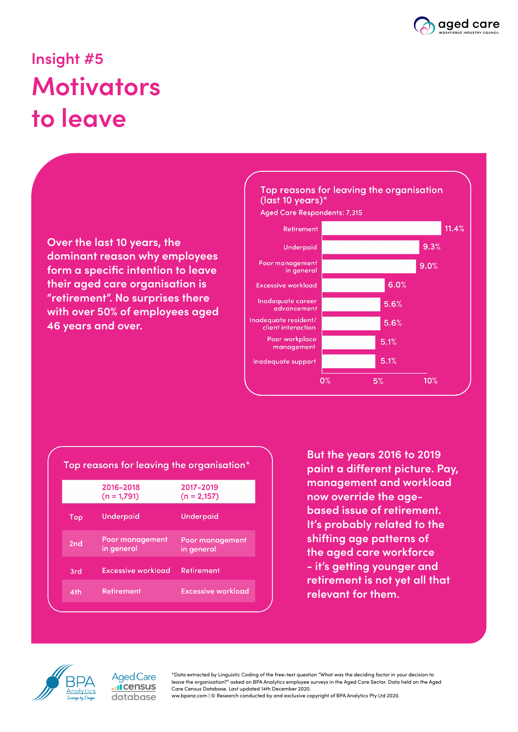Insight #5

# Motivators to leave

Over the last 10 years, the dominant reason why employees form a specific intention to leave their aged care organisation is "retirement". No surprises there with over 50% of employees aged 46 years and over.

**Top reasons for leaving the organisation (last 10 years)***

Aged Care Respondents: 7,315

| Reason | % |
|---|---|
| Retirement | 11.4% |
| Underpaid | 9.3% |
| Poor management in general | 9.0% |
| Excessive workload | 6.0% |
| Inadequate career advancement | 5.6% |
| Inadequate resident/ client interaction | 5.6% |
| Poor workplace management | 5.1% |
| Inadequate support | 5.1% |

**Top reasons for leaving the organisation***

| | 2016-2018 (n = 1,791) | 2017-2019 (n = 2,157) |
|---|---|---|
| Top | Underpaid | Underpaid |
| 2nd | Poor management in general | Poor management in general |
| 3rd | Excessive workload | Retirement |
| 4th | Retirement | Excessive workload |

But the years 2016 to 2019 paint a different picture. Pay, management and workload now override the age-based issue of retirement. It's probably related to the shifting age patterns of the aged care workforce - it's getting younger and retirement is not yet all that relevant for them.

*Data extracted by Linguistic Coding of the free-text question "What was the deciding factor in your decision to leave the organisation?" asked on BPA Analytics employee surveys in the Aged Care Sector. Data held on the Aged Care Census Database. Last updated 14th December 2020.
www.bpanz.com | © Research conducted by and exclusive copyright of BPA Analytics Pty Ltd 2020.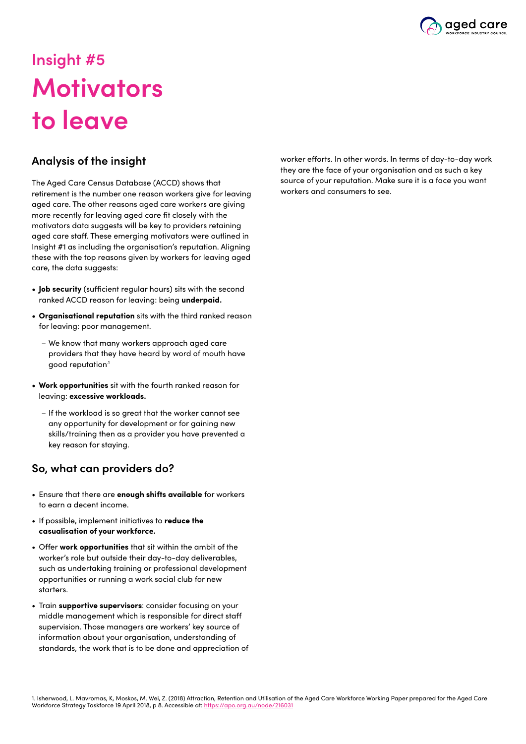## Insight #5

# Motivators to leave

### Analysis of the insight

The Aged Care Census Database (ACCD) shows that retirement is the number one reason workers give for leaving aged care. The other reasons aged care workers are giving more recently for leaving aged care fit closely with the motivators data suggests will be key to providers retaining aged care staff. These emerging motivators were outlined in Insight #1 as including the organisation's reputation. Aligning these with the top reasons given by workers for leaving aged care, the data suggests:

- **Job security** (sufficient regular hours) sits with the second ranked ACCD reason for leaving: being **underpaid.**
- **Organisational reputation** sits with the third ranked reason for leaving: poor management.
  - We know that many workers approach aged care providers that they have heard by word of mouth have good reputation[1]
- **Work opportunities** sit with the fourth ranked reason for leaving: **excessive workloads.**
  - If the workload is so great that the worker cannot see any opportunity for development or for gaining new skills/training then as a provider you have prevented a key reason for staying.

### So, what can providers do?

- Ensure that there are **enough shifts available** for workers to earn a decent income.
- If possible, implement initiatives to **reduce the casualisation of your workforce.**
- Offer **work opportunities** that sit within the ambit of the worker's role but outside their day-to-day deliverables, such as undertaking training or professional development opportunities or running a work social club for new starters.
- Train **supportive supervisors**: consider focusing on your middle management which is responsible for direct staff supervision. Those managers are workers' key source of information about your organisation, understanding of standards, the work that is to be done and appreciation of worker efforts. In other words. In terms of day-to-day work they are the face of your organisation and as such a key source of your reputation. Make sure it is a face you want workers and consumers to see.

1. Isherwood, L. Mavromas, K, Moskos, M. Wei, Z. (2018) Attraction, Retention and Utilisation of the Aged Care Workforce Working Paper prepared for the Aged Care Workforce Strategy Taskforce 19 April 2018, p 8. Accessible at: https://apo.org.au/node/216031